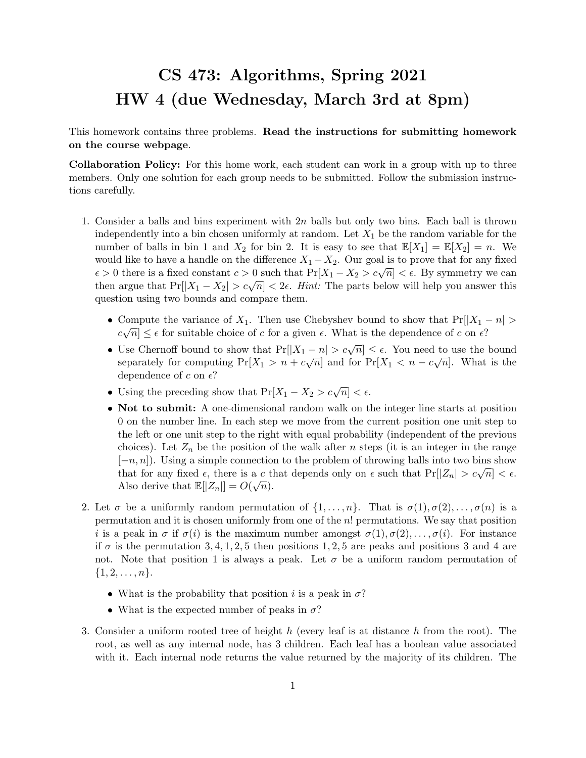# CS 473: Algorithms, Spring 2021
# HW 4 (due Wednesday, March 3rd at 8pm)

This homework contains three problems. **Read the instructions for submitting homework on the course webpage**.

**Collaboration Policy:** For this home work, each student can work in a group with up to three members. Only one solution for each group needs to be submitted. Follow the submission instructions carefully.

1. Consider a balls and bins experiment with $2n$ balls but only two bins. Each ball is thrown independently into a bin chosen uniformly at random. Let $X_1$ be the random variable for the number of balls in bin 1 and $X_2$ for bin 2. It is easy to see that $\mathbb{E}[X_1] = \mathbb{E}[X_2] = n$. We would like to have a handle on the difference $X_1 - X_2$. Our goal is to prove that for any fixed $\epsilon > 0$ there is a fixed constant $c > 0$ such that $\Pr[X_1 - X_2 > c\sqrt{n}] < \epsilon$. By symmetry we can then argue that $\Pr[|X_1 - X_2| > c\sqrt{n}] < 2\epsilon$. *Hint:* The parts below will help you answer this question using two bounds and compare them.

   - Compute the variance of $X_1$. Then use Chebyshev bound to show that $\Pr[|X_1 - n| > c\sqrt{n}] \leq \epsilon$ for suitable choice of $c$ for a given $\epsilon$. What is the dependence of $c$ on $\epsilon$?
   - Use Chernoff bound to show that $\Pr[|X_1 - n| > c\sqrt{n}] \leq \epsilon$. You need to use the bound separately for computing $\Pr[X_1 > n + c\sqrt{n}]$ and for $\Pr[X_1 < n - c\sqrt{n}]$. What is the dependence of $c$ on $\epsilon$?
   - Using the preceding show that $\Pr[X_1 - X_2 > c\sqrt{n}] < \epsilon$.
   - **Not to submit:** A one-dimensional random walk on the integer line starts at position 0 on the number line. In each step we move from the current position one unit step to the left or one unit step to the right with equal probability (independent of the previous choices). Let $Z_n$ be the position of the walk after $n$ steps (it is an integer in the range $[-n, n]$). Using a simple connection to the problem of throwing balls into two bins show that for any fixed $\epsilon$, there is a $c$ that depends only on $\epsilon$ such that $\Pr[|Z_n| > c\sqrt{n}] < \epsilon$. Also derive that $\mathbb{E}[|Z_n|] = O(\sqrt{n})$.

2. Let $\sigma$ be a uniformly random permutation of $\{1, \ldots, n\}$. That is $\sigma(1), \sigma(2), \ldots, \sigma(n)$ is a permutation and it is chosen uniformly from one of the $n!$ permutations. We say that position $i$ is a peak in $\sigma$ if $\sigma(i)$ is the maximum number amongst $\sigma(1), \sigma(2), \ldots, \sigma(i)$. For instance if $\sigma$ is the permutation $3, 4, 1, 2, 5$ then positions $1, 2, 5$ are peaks and positions 3 and 4 are not. Note that position 1 is always a peak. Let $\sigma$ be a uniform random permutation of $\{1, 2, \ldots, n\}$.

   - What is the probability that position $i$ is a peak in $\sigma$?
   - What is the expected number of peaks in $\sigma$?

3. Consider a uniform rooted tree of height $h$ (every leaf is at distance $h$ from the root). The root, as well as any internal node, has 3 children. Each leaf has a boolean value associated with it. Each internal node returns the value returned by the majority of its children. The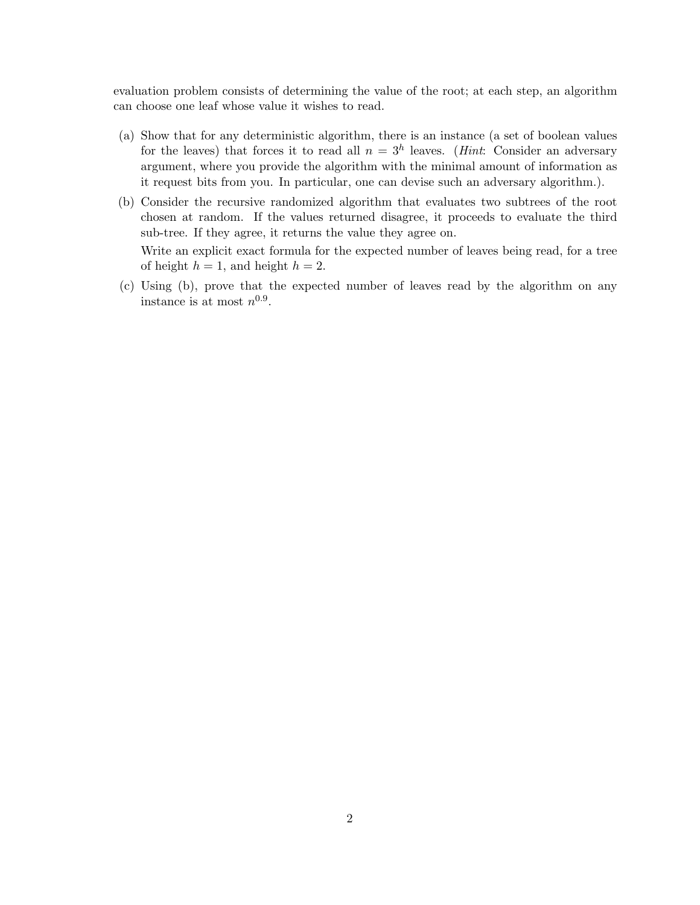evaluation problem consists of determining the value of the root; at each step, an algorithm can choose one leaf whose value it wishes to read.

(a) Show that for any deterministic algorithm, there is an instance (a set of boolean values for the leaves) that forces it to read all $n = 3^h$ leaves. (*Hint*: Consider an adversary argument, where you provide the algorithm with the minimal amount of information as it request bits from you. In particular, one can devise such an adversary algorithm.).

(b) Consider the recursive randomized algorithm that evaluates two subtrees of the root chosen at random. If the values returned disagree, it proceeds to evaluate the third sub-tree. If they agree, it returns the value they agree on.

Write an explicit exact formula for the expected number of leaves being read, for a tree of height $h = 1$, and height $h = 2$.

(c) Using (b), prove that the expected number of leaves read by the algorithm on any instance is at most $n^{0.9}$.